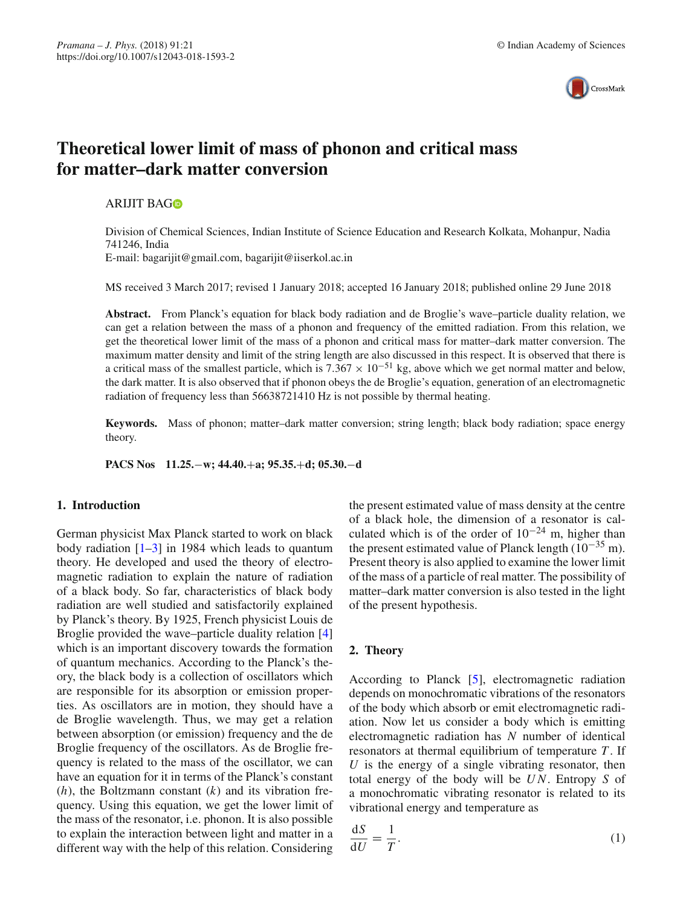# Theoretical lower limit of mass of phonon and critical mass for matter–dark matter conversion

ARIJIT BAG

Division of Chemical Sciences, Indian Institute of Science Education and Research Kolkata, Mohanpur, Nadia 741246, India
E-mail: bagarijit@gmail.com, bagarijit@iiserkol.ac.in

MS received 3 March 2017; revised 1 January 2018; accepted 16 January 2018; published online 29 June 2018

**Abstract.** From Planck's equation for black body radiation and de Broglie's wave–particle duality relation, we can get a relation between the mass of a phonon and frequency of the emitted radiation. From this relation, we get the theoretical lower limit of the mass of a phonon and critical mass for matter–dark matter conversion. The maximum matter density and limit of the string length are also discussed in this respect. It is observed that there is a critical mass of the smallest particle, which is $7.367 \times 10^{-51}$ kg, above which we get normal matter and below, the dark matter. It is also observed that if phonon obeys the de Broglie's equation, generation of an electromagnetic radiation of frequency less than 56638721410 Hz is not possible by thermal heating.

**Keywords.** Mass of phonon; matter–dark matter conversion; string length; black body radiation; space energy theory.

**PACS Nos** 11.25.−w; 44.40.+a; 95.35.+d; 05.30.−d

## 1. Introduction

German physicist Max Planck started to work on black body radiation [1–3] in 1984 which leads to quantum theory. He developed and used the theory of electromagnetic radiation to explain the nature of radiation of a black body. So far, characteristics of black body radiation are well studied and satisfactorily explained by Planck's theory. By 1925, French physicist Louis de Broglie provided the wave–particle duality relation [4] which is an important discovery towards the formation of quantum mechanics. According to the Planck's theory, the black body is a collection of oscillators which are responsible for its absorption or emission properties. As oscillators are in motion, they should have a de Broglie wavelength. Thus, we may get a relation between absorption (or emission) frequency and the de Broglie frequency of the oscillators. As de Broglie frequency is related to the mass of the oscillator, we can have an equation for it in terms of the Planck's constant ($h$), the Boltzmann constant ($k$) and its vibration frequency. Using this equation, we get the lower limit of the mass of the resonator, i.e. phonon. It is also possible to explain the interaction between light and matter in a different way with the help of this relation. Considering the present estimated value of mass density at the centre of a black hole, the dimension of a resonator is calculated which is of the order of $10^{-24}$ m, higher than the present estimated value of Planck length ($10^{-35}$ m). Present theory is also applied to examine the lower limit of the mass of a particle of real matter. The possibility of matter–dark matter conversion is also tested in the light of the present hypothesis.

## 2. Theory

According to Planck [5], electromagnetic radiation depends on monochromatic vibrations of the resonators of the body which absorb or emit electromagnetic radiation. Now let us consider a body which is emitting electromagnetic radiation has $N$ number of identical resonators at thermal equilibrium of temperature $T$. If $U$ is the energy of a single vibrating resonator, then total energy of the body will be $UN$. Entropy $S$ of a monochromatic vibrating resonator is related to its vibrational energy and temperature as

$$\frac{\mathrm{d}S}{\mathrm{d}U} = \frac{1}{T}. \tag{1}$$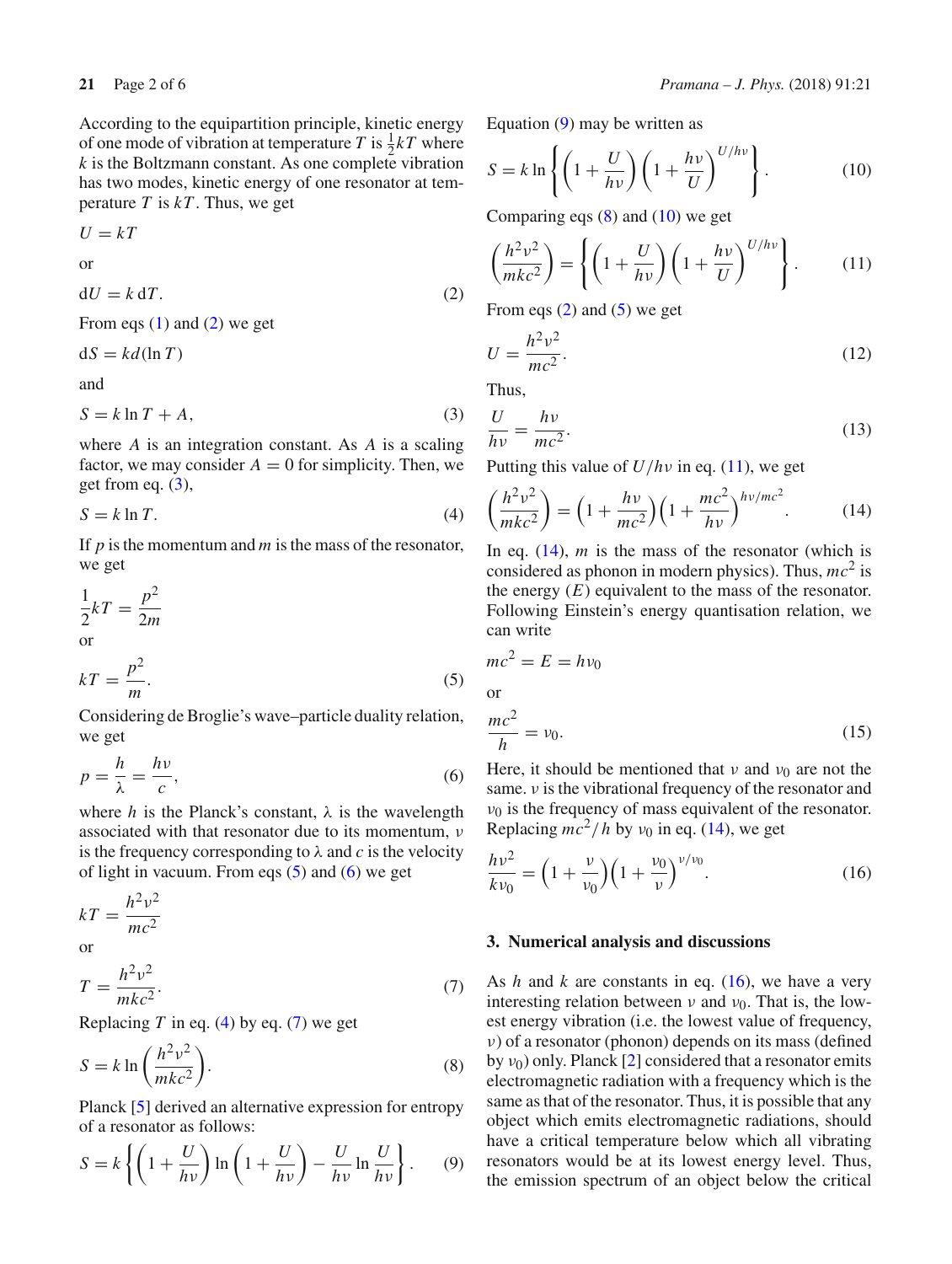According to the equipartition principle, kinetic energy of one mode of vibration at temperature $T$ is $\frac{1}{2}kT$ where $k$ is the Boltzmann constant. As one complete vibration has two modes, kinetic energy of one resonator at temperature $T$ is $kT$. Thus, we get

$$U = kT$$

or

$$\mathrm{d}U = k\,\mathrm{d}T. \tag{2}$$

From eqs (1) and (2) we get

$$\mathrm{d}S = kd(\ln T)$$

and

$$S = k\ln T + A, \tag{3}$$

where $A$ is an integration constant. As $A$ is a scaling factor, we may consider $A = 0$ for simplicity. Then, we get from eq. (3),

$$S = k\ln T. \tag{4}$$

If $p$ is the momentum and $m$ is the mass of the resonator, we get

$$\frac{1}{2}kT = \frac{p^2}{2m}$$

or

$$kT = \frac{p^2}{m}. \tag{5}$$

Considering de Broglie's wave–particle duality relation, we get

$$p = \frac{h}{\lambda} = \frac{h\nu}{c}, \tag{6}$$

where $h$ is the Planck's constant, $\lambda$ is the wavelength associated with that resonator due to its momentum, $\nu$ is the frequency corresponding to $\lambda$ and $c$ is the velocity of light in vacuum. From eqs (5) and (6) we get

$$kT = \frac{h^2\nu^2}{mc^2}$$

or

$$T = \frac{h^2\nu^2}{mkc^2}. \tag{7}$$

Replacing $T$ in eq. (4) by eq. (7) we get

$$S = k\ln\left(\frac{h^2\nu^2}{mkc^2}\right). \tag{8}$$

Planck [5] derived an alternative expression for entropy of a resonator as follows:

$$S = k\left\{\left(1 + \frac{U}{h\nu}\right)\ln\left(1 + \frac{U}{h\nu}\right) - \frac{U}{h\nu}\ln\frac{U}{h\nu}\right\}. \tag{9}$$

Equation (9) may be written as

$$S = k\ln\left\{\left(1 + \frac{U}{h\nu}\right)\left(1 + \frac{h\nu}{U}\right)^{U/h\nu}\right\}. \tag{10}$$

Comparing eqs (8) and (10) we get

$$\left(\frac{h^2\nu^2}{mkc^2}\right) = \left\{\left(1 + \frac{U}{h\nu}\right)\left(1 + \frac{h\nu}{U}\right)^{U/h\nu}\right\}. \tag{11}$$

From eqs (2) and (5) we get

$$U = \frac{h^2\nu^2}{mc^2}. \tag{12}$$

Thus,

$$\frac{U}{h\nu} = \frac{h\nu}{mc^2}. \tag{13}$$

Putting this value of $U/h\nu$ in eq. (11), we get

$$\left(\frac{h^2\nu^2}{mkc^2}\right) = \left(1 + \frac{h\nu}{mc^2}\right)\left(1 + \frac{mc^2}{h\nu}\right)^{h\nu/mc^2}. \tag{14}$$

In eq. (14), $m$ is the mass of the resonator (which is considered as phonon in modern physics). Thus, $mc^2$ is the energy ($E$) equivalent to the mass of the resonator. Following Einstein's energy quantisation relation, we can write

$$mc^2 = E = h\nu_0$$

or

$$\frac{mc^2}{h} = \nu_0. \tag{15}$$

Here, it should be mentioned that $\nu$ and $\nu_0$ are not the same. $\nu$ is the vibrational frequency of the resonator and $\nu_0$ is the frequency of mass equivalent of the resonator. Replacing $mc^2/h$ by $\nu_0$ in eq. (14), we get

$$\frac{h\nu^2}{k\nu_0} = \left(1 + \frac{\nu}{\nu_0}\right)\left(1 + \frac{\nu_0}{\nu}\right)^{\nu/\nu_0}. \tag{16}$$

## 3. Numerical analysis and discussions

As $h$ and $k$ are constants in eq. (16), we have a very interesting relation between $\nu$ and $\nu_0$. That is, the lowest energy vibration (i.e. the lowest value of frequency, $\nu$) of a resonator (phonon) depends on its mass (defined by $\nu_0$) only. Planck [2] considered that a resonator emits electromagnetic radiation with a frequency which is the same as that of the resonator. Thus, it is possible that any object which emits electromagnetic radiations, should have a critical temperature below which all vibrating resonators would be at its lowest energy level. Thus, the emission spectrum of an object below the critical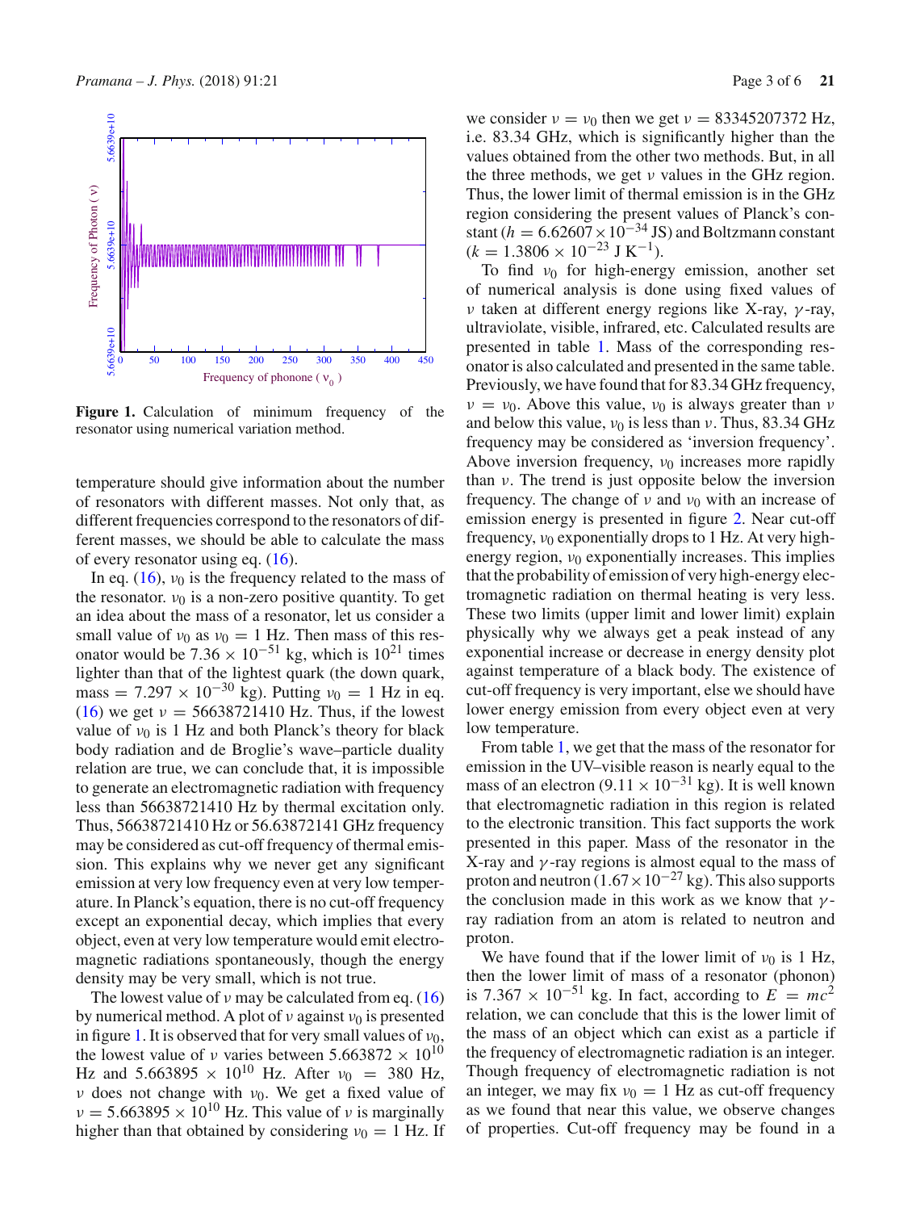**Figure 1.** Calculation of minimum frequency of the resonator using numerical variation method.

temperature should give information about the number of resonators with different masses. Not only that, as different frequencies correspond to the resonators of different masses, we should be able to calculate the mass of every resonator using eq. (16).

In eq. (16), $\nu_0$ is the frequency related to the mass of the resonator. $\nu_0$ is a non-zero positive quantity. To get an idea about the mass of a resonator, let us consider a small value of $\nu_0$ as $\nu_0 = 1$ Hz. Then mass of this resonator would be $7.36 \times 10^{-51}$ kg, which is $10^{21}$ times lighter than that of the lightest quark (the down quark, mass $= 7.297 \times 10^{-30}$ kg). Putting $\nu_0 = 1$ Hz in eq. (16) we get $\nu = 56638721410$ Hz. Thus, if the lowest value of $\nu_0$ is 1 Hz and both Planck's theory for black body radiation and de Broglie's wave–particle duality relation are true, we can conclude that, it is impossible to generate an electromagnetic radiation with frequency less than 56638721410 Hz by thermal excitation only. Thus, 56638721410 Hz or 56.63872141 GHz frequency may be considered as cut-off frequency of thermal emission. This explains why we never get any significant emission at very low frequency even at very low temperature. In Planck's equation, there is no cut-off frequency except an exponential decay, which implies that every object, even at very low temperature would emit electromagnetic radiations spontaneously, though the energy density may be very small, which is not true.

The lowest value of $\nu$ may be calculated from eq. (16) by numerical method. A plot of $\nu$ against $\nu_0$ is presented in figure 1. It is observed that for very small values of $\nu_0$, the lowest value of $\nu$ varies between $5.663872 \times 10^{10}$ Hz and $5.663895 \times 10^{10}$ Hz. After $\nu_0 = 380$ Hz, $\nu$ does not change with $\nu_0$. We get a fixed value of $\nu = 5.663895 \times 10^{10}$ Hz. This value of $\nu$ is marginally higher than that obtained by considering $\nu_0 = 1$ Hz. If we consider $\nu = \nu_0$ then we get $\nu = 83345207372$ Hz, i.e. 83.34 GHz, which is significantly higher than the values obtained from the other two methods. But, in all the three methods, we get $\nu$ values in the GHz region. Thus, the lower limit of thermal emission is in the GHz region considering the present values of Planck's constant ($h = 6.62607 \times 10^{-34}$ JS) and Boltzmann constant ($k = 1.3806 \times 10^{-23}$ J K$^{-1}$).

To find $\nu_0$ for high-energy emission, another set of numerical analysis is done using fixed values of $\nu$ taken at different energy regions like X-ray, $\gamma$-ray, ultraviolate, visible, infrared, etc. Calculated results are presented in table 1. Mass of the corresponding resonator is also calculated and presented in the same table. Previously, we have found that for 83.34 GHz frequency, $\nu = \nu_0$. Above this value, $\nu_0$ is always greater than $\nu$ and below this value, $\nu_0$ is less than $\nu$. Thus, 83.34 GHz frequency may be considered as 'inversion frequency'. Above inversion frequency, $\nu_0$ increases more rapidly than $\nu$. The trend is just opposite below the inversion frequency. The change of $\nu$ and $\nu_0$ with an increase of emission energy is presented in figure 2. Near cut-off frequency, $\nu_0$ exponentially drops to 1 Hz. At very high-energy region, $\nu_0$ exponentially increases. This implies that the probability of emission of very high-energy electromagnetic radiation on thermal heating is very less. These two limits (upper limit and lower limit) explain physically why we always get a peak instead of any exponential increase or decrease in energy density plot against temperature of a black body. The existence of cut-off frequency is very important, else we should have lower energy emission from every object even at very low temperature.

From table 1, we get that the mass of the resonator for emission in the UV–visible reason is nearly equal to the mass of an electron ($9.11 \times 10^{-31}$ kg). It is well known that electromagnetic radiation in this region is related to the electronic transition. This fact supports the work presented in this paper. Mass of the resonator in the X-ray and $\gamma$-ray regions is almost equal to the mass of proton and neutron ($1.67 \times 10^{-27}$ kg). This also supports the conclusion made in this work as we know that $\gamma$-ray radiation from an atom is related to neutron and proton.

We have found that if the lower limit of $\nu_0$ is 1 Hz, then the lower limit of mass of a resonator (phonon) is $7.367 \times 10^{-51}$ kg. In fact, according to $E = mc^2$ relation, we can conclude that this is the lower limit of the mass of an object which can exist as a particle if the frequency of electromagnetic radiation is an integer. Though frequency of electromagnetic radiation is not an integer, we may fix $\nu_0 = 1$ Hz as cut-off frequency as we found that near this value, we observe changes of properties. Cut-off frequency may be found in a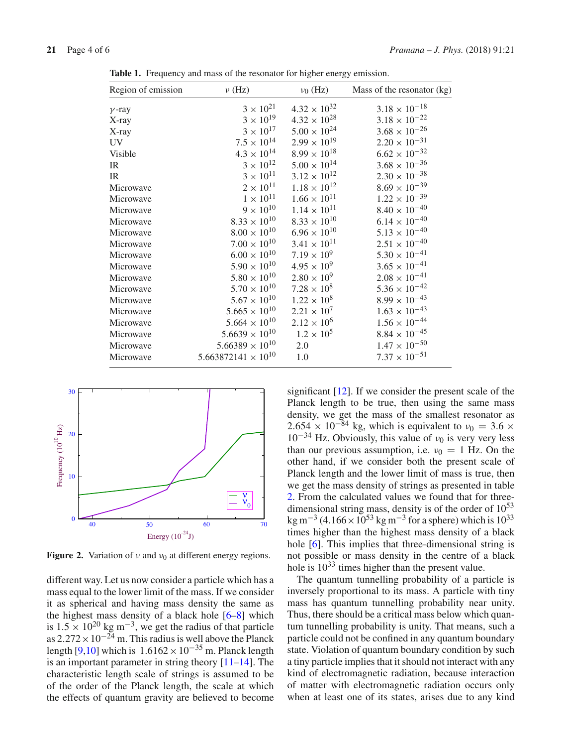**Table 1.** Frequency and mass of the resonator for higher energy emission.

| Region of emission | $\nu$ (Hz) | $\nu_0$ (Hz) | Mass of the resonator (kg) |
|---|---|---|---|
| $\gamma$-ray | $3 \times 10^{21}$ | $4.32 \times 10^{32}$ | $3.18 \times 10^{-18}$ |
| X-ray | $3 \times 10^{19}$ | $4.32 \times 10^{28}$ | $3.18 \times 10^{-22}$ |
| X-ray | $3 \times 10^{17}$ | $5.00 \times 10^{24}$ | $3.68 \times 10^{-26}$ |
| UV | $7.5 \times 10^{14}$ | $2.99 \times 10^{19}$ | $2.20 \times 10^{-31}$ |
| Visible | $4.3 \times 10^{14}$ | $8.99 \times 10^{18}$ | $6.62 \times 10^{-32}$ |
| IR | $3 \times 10^{12}$ | $5.00 \times 10^{14}$ | $3.68 \times 10^{-36}$ |
| IR | $3 \times 10^{11}$ | $3.12 \times 10^{12}$ | $2.30 \times 10^{-38}$ |
| Microwave | $2 \times 10^{11}$ | $1.18 \times 10^{12}$ | $8.69 \times 10^{-39}$ |
| Microwave | $1 \times 10^{11}$ | $1.66 \times 10^{11}$ | $1.22 \times 10^{-39}$ |
| Microwave | $9 \times 10^{10}$ | $1.14 \times 10^{11}$ | $8.40 \times 10^{-40}$ |
| Microwave | $8.33 \times 10^{10}$ | $8.33 \times 10^{10}$ | $6.14 \times 10^{-40}$ |
| Microwave | $8.00 \times 10^{10}$ | $6.96 \times 10^{10}$ | $5.13 \times 10^{-40}$ |
| Microwave | $7.00 \times 10^{10}$ | $3.41 \times 10^{11}$ | $2.51 \times 10^{-40}$ |
| Microwave | $6.00 \times 10^{10}$ | $7.19 \times 10^{9}$ | $5.30 \times 10^{-41}$ |
| Microwave | $5.90 \times 10^{10}$ | $4.95 \times 10^{9}$ | $3.65 \times 10^{-41}$ |
| Microwave | $5.80 \times 10^{10}$ | $2.80 \times 10^{9}$ | $2.08 \times 10^{-41}$ |
| Microwave | $5.70 \times 10^{10}$ | $7.28 \times 10^{8}$ | $5.36 \times 10^{-42}$ |
| Microwave | $5.67 \times 10^{10}$ | $1.22 \times 10^{8}$ | $8.99 \times 10^{-43}$ |
| Microwave | $5.665 \times 10^{10}$ | $2.21 \times 10^{7}$ | $1.63 \times 10^{-43}$ |
| Microwave | $5.664 \times 10^{10}$ | $2.12 \times 10^{6}$ | $1.56 \times 10^{-44}$ |
| Microwave | $5.6639 \times 10^{10}$ | $1.2 \times 10^{5}$ | $8.84 \times 10^{-45}$ |
| Microwave | $5.66389 \times 10^{10}$ | 2.0 | $1.47 \times 10^{-50}$ |
| Microwave | $5.663872141 \times 10^{10}$ | 1.0 | $7.37 \times 10^{-51}$ |

**Figure 2.** Variation of $\nu$ and $\nu_0$ at different energy regions.

different way. Let us now consider a particle which has a mass equal to the lower limit of the mass. If we consider it as spherical and having mass density the same as the highest mass density of a black hole [6–8] which is $1.5 \times 10^{20}$ kg m$^{-3}$, we get the radius of that particle as $2.272 \times 10^{-24}$ m. This radius is well above the Planck length [9,10] which is $1.6162 \times 10^{-35}$ m. Planck length is an important parameter in string theory [11–14]. The characteristic length scale of strings is assumed to be of the order of the Planck length, the scale at which the effects of quantum gravity are believed to become significant [12]. If we consider the present scale of the Planck length to be true, then using the same mass density, we get the mass of the smallest resonator as $2.654 \times 10^{-84}$ kg, which is equivalent to $\nu_0 = 3.6 \times 10^{-34}$ Hz. Obviously, this value of $\nu_0$ is very very less than our previous assumption, i.e. $\nu_0 = 1$ Hz. On the other hand, if we consider both the present scale of Planck length and the lower limit of mass is true, then we get the mass density of strings as presented in table 2. From the calculated values we found that for three-dimensional string mass, density is of the order of $10^{53}$ kg m$^{-3}$ ($4.166 \times 10^{53}$ kg m$^{-3}$ for a sphere) which is $10^{33}$ times higher than the highest mass density of a black hole [6]. This implies that three-dimensional string is not possible or mass density in the centre of a black hole is $10^{33}$ times higher than the present value.

The quantum tunnelling probability of a particle is inversely proportional to its mass. A particle with tiny mass has quantum tunnelling probability near unity. Thus, there should be a critical mass below which quantum tunnelling probability is unity. That means, such a particle could not be confined in any quantum boundary state. Violation of quantum boundary condition by such a tiny particle implies that it should not interact with any kind of electromagnetic radiation, because interaction of matter with electromagnetic radiation occurs only when at least one of its states, arises due to any kind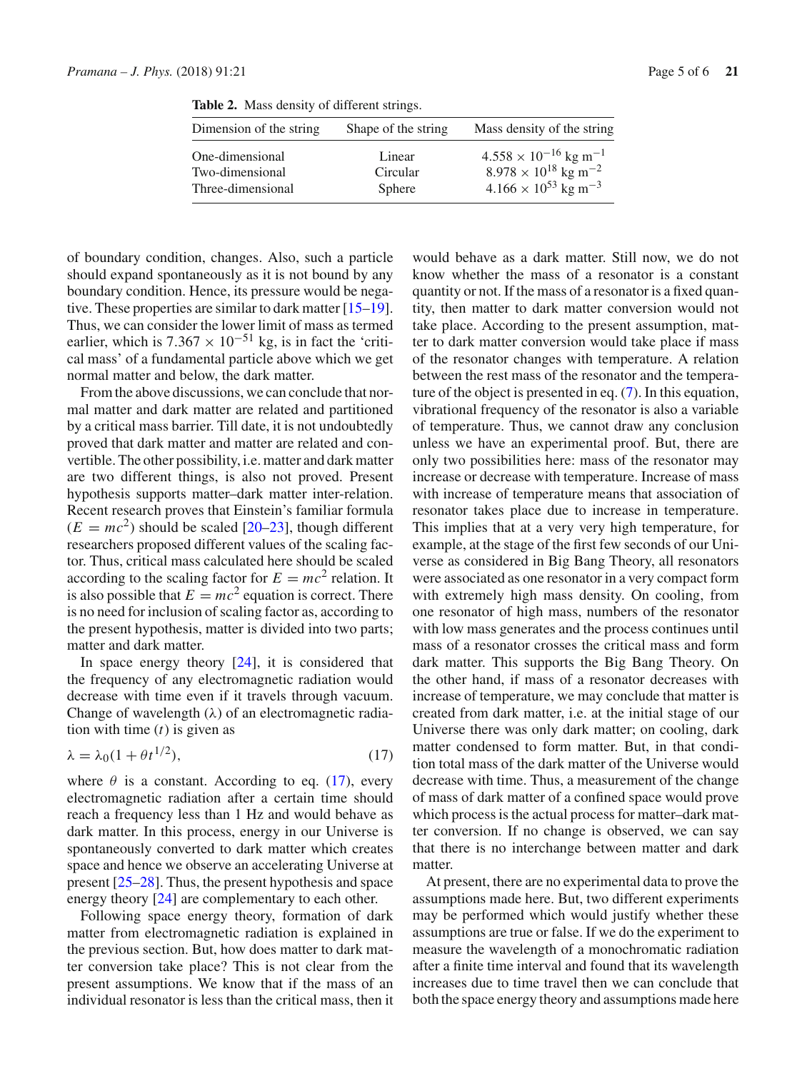**Table 2.** Mass density of different strings.

| Dimension of the string | Shape of the string | Mass density of the string |
|---|---|---|
| One-dimensional | Linear | $4.558 \times 10^{-16}$ kg m$^{-1}$ |
| Two-dimensional | Circular | $8.978 \times 10^{18}$ kg m$^{-2}$ |
| Three-dimensional | Sphere | $4.166 \times 10^{53}$ kg m$^{-3}$ |

of boundary condition, changes. Also, such a particle should expand spontaneously as it is not bound by any boundary condition. Hence, its pressure would be negative. These properties are similar to dark matter [15–19]. Thus, we can consider the lower limit of mass as termed earlier, which is $7.367 \times 10^{-51}$ kg, is in fact the 'critical mass' of a fundamental particle above which we get normal matter and below, the dark matter.

From the above discussions, we can conclude that normal matter and dark matter are related and partitioned by a critical mass barrier. Till date, it is not undoubtedly proved that dark matter and matter are related and convertible. The other possibility, i.e. matter and dark matter are two different things, is also not proved. Present hypothesis supports matter–dark matter inter-relation. Recent research proves that Einstein's familiar formula ($E = mc^2$) should be scaled [20–23], though different researchers proposed different values of the scaling factor. Thus, critical mass calculated here should be scaled according to the scaling factor for $E = mc^2$ relation. It is also possible that $E = mc^2$ equation is correct. There is no need for inclusion of scaling factor as, according to the present hypothesis, matter is divided into two parts; matter and dark matter.

In space energy theory [24], it is considered that the frequency of any electromagnetic radiation would decrease with time even if it travels through vacuum. Change of wavelength ($\lambda$) of an electromagnetic radiation with time ($t$) is given as

$$\lambda = \lambda_0(1 + \theta t^{1/2}), \tag{17}$$

where $\theta$ is a constant. According to eq. (17), every electromagnetic radiation after a certain time should reach a frequency less than 1 Hz and would behave as dark matter. In this process, energy in our Universe is spontaneously converted to dark matter which creates space and hence we observe an accelerating Universe at present [25–28]. Thus, the present hypothesis and space energy theory [24] are complementary to each other.

Following space energy theory, formation of dark matter from electromagnetic radiation is explained in the previous section. But, how does matter to dark matter conversion take place? This is not clear from the present assumptions. We know that if the mass of an individual resonator is less than the critical mass, then it would behave as a dark matter. Still now, we do not know whether the mass of a resonator is a constant quantity or not. If the mass of a resonator is a fixed quantity, then matter to dark matter conversion would not take place. According to the present assumption, matter to dark matter conversion would take place if mass of the resonator changes with temperature. A relation between the rest mass of the resonator and the temperature of the object is presented in eq. (7). In this equation, vibrational frequency of the resonator is also a variable of temperature. Thus, we cannot draw any conclusion unless we have an experimental proof. But, there are only two possibilities here: mass of the resonator may increase or decrease with temperature. Increase of mass with increase of temperature means that association of resonator takes place due to increase in temperature. This implies that at a very very high temperature, for example, at the stage of the first few seconds of our Universe as considered in Big Bang Theory, all resonators were associated as one resonator in a very compact form with extremely high mass density. On cooling, from one resonator of high mass, numbers of the resonator with low mass generates and the process continues until mass of a resonator crosses the critical mass and form dark matter. This supports the Big Bang Theory. On the other hand, if mass of a resonator decreases with increase of temperature, we may conclude that matter is created from dark matter, i.e. at the initial stage of our Universe there was only dark matter; on cooling, dark matter condensed to form matter. But, in that condition total mass of the dark matter of the Universe would decrease with time. Thus, a measurement of the change of mass of dark matter of a confined space would prove which process is the actual process for matter–dark matter conversion. If no change is observed, we can say that there is no interchange between matter and dark matter.

At present, there are no experimental data to prove the assumptions made here. But, two different experiments may be performed which would justify whether these assumptions are true or false. If we do the experiment to measure the wavelength of a monochromatic radiation after a finite time interval and found that its wavelength increases due to time travel then we can conclude that both the space energy theory and assumptions made here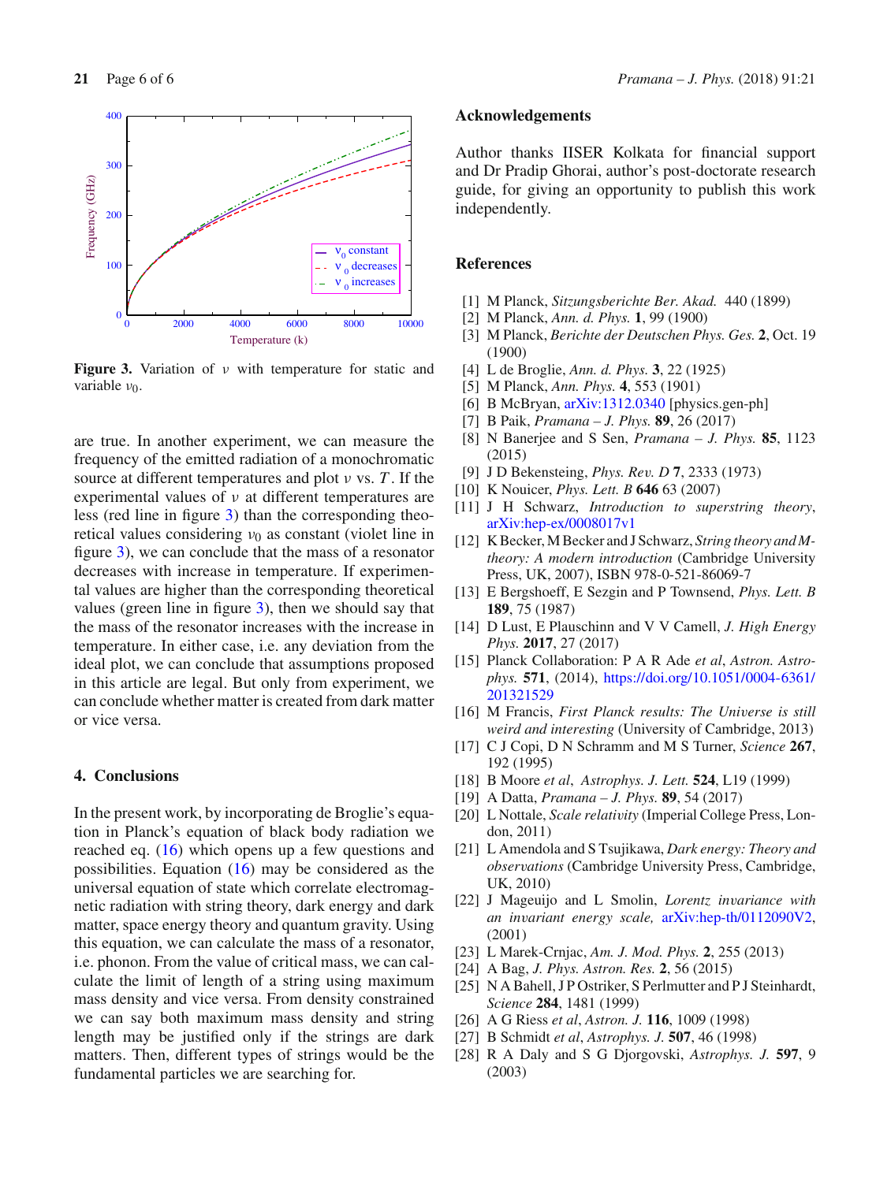400
300
200
100
0
Frequency (GHz)
0
2000
4000
6000
8000
10000
Temperature (k)
$\nu_0$ constant
$\nu_0$ decreases
$\nu_0$ increases

**Figure 3.** Variation of $\nu$ with temperature for static and variable $\nu_0$.

are true. In another experiment, we can measure the frequency of the emitted radiation of a monochromatic source at different temperatures and plot $\nu$ vs. $T$. If the experimental values of $\nu$ at different temperatures are less (red line in figure 3) than the corresponding theoretical values considering $\nu_0$ as constant (violet line in figure 3), we can conclude that the mass of a resonator decreases with increase in temperature. If experimental values are higher than the corresponding theoretical values (green line in figure 3), then we should say that the mass of the resonator increases with the increase in temperature. In either case, i.e. any deviation from the ideal plot, we can conclude that assumptions proposed in this article are legal. But only from experiment, we can conclude whether matter is created from dark matter or vice versa.

## 4. Conclusions

In the present work, by incorporating de Broglie's equation in Planck's equation of black body radiation we reached eq. (16) which opens up a few questions and possibilities. Equation (16) may be considered as the universal equation of state which correlate electromagnetic radiation with string theory, dark energy and dark matter, space energy theory and quantum gravity. Using this equation, we can calculate the mass of a resonator, i.e. phonon. From the value of critical mass, we can calculate the limit of length of a string using maximum mass density and vice versa. From density constrained we can say both maximum mass density and string length may be justified only if the strings are dark matters. Then, different types of strings would be the fundamental particles we are searching for.

## Acknowledgements

Author thanks IISER Kolkata for financial support and Dr Pradip Ghorai, author's post-doctorate research guide, for giving an opportunity to publish this work independently.

## References

[1] M Planck, *Sitzungsberichte Ber. Akad.* 440 (1899)
[2] M Planck, *Ann. d. Phys.* **1**, 99 (1900)
[3] M Planck, *Berichte der Deutschen Phys. Ges.* **2**, Oct. 19 (1900)
[4] L de Broglie, *Ann. d. Phys.* **3**, 22 (1925)
[5] M Planck, *Ann. Phys.* **4**, 553 (1901)
[6] B McBryan, arXiv:1312.0340 [physics.gen-ph]
[7] B Paik, *Pramana – J. Phys.* **89**, 26 (2017)
[8] N Banerjee and S Sen, *Pramana – J. Phys.* **85**, 1123 (2015)
[9] J D Bekensteing, *Phys. Rev. D* **7**, 2333 (1973)
[10] K Nouicer, *Phys. Lett. B* **646** 63 (2007)
[11] J H Schwarz, *Introduction to superstring theory*, arXiv:hep-ex/0008017v1
[12] K Becker, M Becker and J Schwarz, *String theory and M-theory: A modern introduction* (Cambridge University Press, UK, 2007), ISBN 978-0-521-86069-7
[13] E Bergshoeff, E Sezgin and P Townsend, *Phys. Lett. B* **189**, 75 (1987)
[14] D Lust, E Plauschinn and V V Camell, *J. High Energy Phys.* **2017**, 27 (2017)
[15] Planck Collaboration: P A R Ade *et al*, *Astron. Astrophys.* **571**, (2014), https://doi.org/10.1051/0004-6361/201321529
[16] M Francis, *First Planck results: The Universe is still weird and interesting* (University of Cambridge, 2013)
[17] C J Copi, D N Schramm and M S Turner, *Science* **267**, 192 (1995)
[18] B Moore *et al*, *Astrophys. J. Lett.* **524**, L19 (1999)
[19] A Datta, *Pramana – J. Phys.* **89**, 54 (2017)
[20] L Nottale, *Scale relativity* (Imperial College Press, London, 2011)
[21] L Amendola and S Tsujikawa, *Dark energy: Theory and observations* (Cambridge University Press, Cambridge, UK, 2010)
[22] J Mageuijo and L Smolin, *Lorentz invariance with an invariant energy scale*, arXiv:hep-th/0112090V2, (2001)
[23] L Marek-Crnjac, *Am. J. Mod. Phys.* **2**, 255 (2013)
[24] A Bag, *J. Phys. Astron. Res.* **2**, 56 (2015)
[25] N A Bahell, J P Ostriker, S Perlmutter and P J Steinhardt, *Science* **284**, 1481 (1999)
[26] A G Riess *et al*, *Astron. J.* **116**, 1009 (1998)
[27] B Schmidt *et al*, *Astrophys. J.* **507**, 46 (1998)
[28] R A Daly and S G Djorgovski, *Astrophys. J.* **597**, 9 (2003)